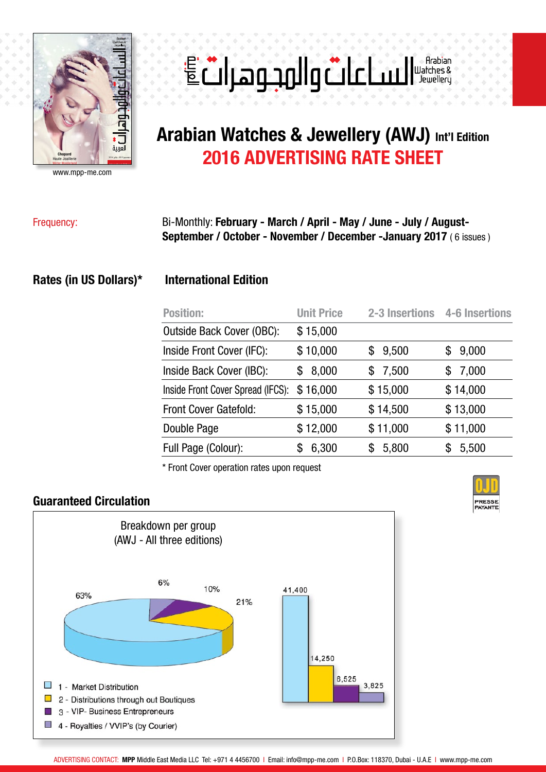www.mpp-me.com

# الساعات والمجوهرات Arabian Watches & Jewellery

## Arabian Watches & Jewellery (AWJ) Int'l Edition

## 2016 ADVERTISING RATE SHEET

Frequency: Bi-Monthly: **February - March / April - May / June - July / August-September / October - November / December -January 2017** ( 6 issues )

**Rates (in US Dollars)*** **International Edition**

| Position: | Unit Price | 2-3 Insertions | 4-6 Insertions |
|---|---|---|---|
| Outside Back Cover (OBC): | $ 15,000 | | |
| Inside Front Cover (IFC): | $ 10,000 | $ 9,500 | $ 9,000 |
| Inside Back Cover (IBC): | $ 8,000 | $ 7,500 | $ 7,000 |
| Inside Front Cover Spread (IFCS): | $ 16,000 | $ 15,000 | $ 14,000 |
| Front Cover Gatefold: | $ 15,000 | $ 14,500 | $ 13,000 |
| Double Page | $ 12,000 | $ 11,000 | $ 11,000 |
| Full Page (Colour): | $ 6,300 | $ 5,800 | $ 5,500 |

* Front Cover operation rates upon request

OJD PRESSE PAYANTE

## Guaranteed Circulation

Breakdown per group
(AWJ - All three editions)

63% 6% 10% 21%

41,400 14,250 6,525 3,825

1 - Market Distribution
2 - Distributions through out Boutiques
3 - VIP- Business Entrepreneurs
4 - Royalties / VVIP's (by Courier)

ADVERTISING CONTACT: **MPP** Middle East Media LLC Tel: +971 4 4456700 I Email: info@mpp-me.com I P.O.Box: 118370, Dubai - U.A.E I www.mpp-me.com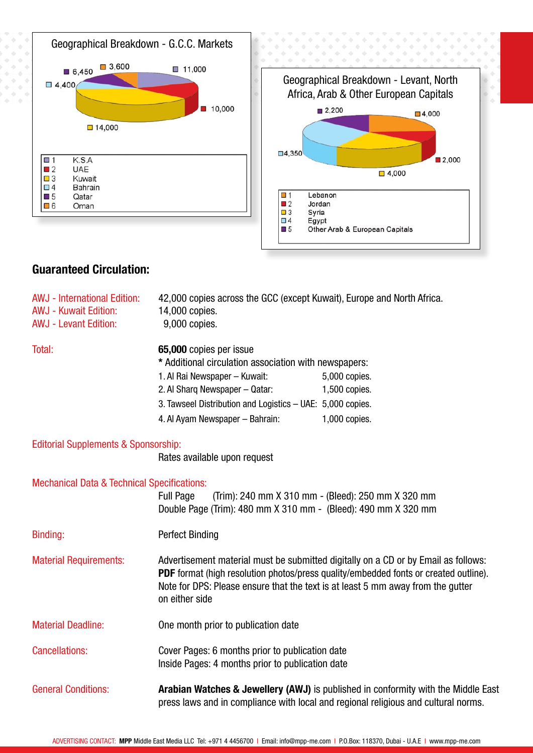Geographical Breakdown - G.C.C. Markets

6,450
3,600
11,000
4,400
10,000
14,000

1 K.S.A
2 UAE
3 Kuwait
4 Bahrain
5 Qatar
6 Oman

Geographical Breakdown - Levant, North Africa, Arab & Other European Capitals

2,200
4,000
4,350
2,000
4,000

1 Lebanon
2 Jordan
3 Syria
4 Egypt
5 Other Arab & European Capitals

## Guaranteed Circulation:

AWJ - International Edition: 42,000 copies across the GCC (except Kuwait), Europe and North Africa.
AWJ - Kuwait Edition: 14,000 copies.
AWJ - Levant Edition: 9,000 copies.

Total: **65,000** copies per issue

* Additional circulation association with newspapers:

1. Al Rai Newspaper – Kuwait: 5,000 copies.
2. Al Sharq Newspaper – Qatar: 1,500 copies.
3. Tawseel Distribution and Logistics – UAE: 5,000 copies.
4. Al Ayam Newspaper – Bahrain: 1,000 copies.

Editorial Supplements & Sponsorship:
Rates available upon request

Mechanical Data & Technical Specifications:
Full Page (Trim): 240 mm X 310 mm - (Bleed): 250 mm X 320 mm
Double Page (Trim): 480 mm X 310 mm - (Bleed): 490 mm X 320 mm

Binding: Perfect Binding

Material Requirements: Advertisement material must be submitted digitally on a CD or by Email as follows: **PDF** format (high resolution photos/press quality/embedded fonts or created outline). Note for DPS: Please ensure that the text is at least 5 mm away from the gutter on either side

Material Deadline: One month prior to publication date

Cancellations: Cover Pages: 6 months prior to publication date
Inside Pages: 4 months prior to publication date

General Conditions: **Arabian Watches & Jewellery (AWJ)** is published in conformity with the Middle East press laws and in compliance with local and regional religious and cultural norms.

ADVERTISING CONTACT: **MPP** Middle East Media LLC Tel: +971 4 4456700 I Email: info@mpp-me.com I P.O.Box: 118370, Dubai - U.A.E I www.mpp-me.com